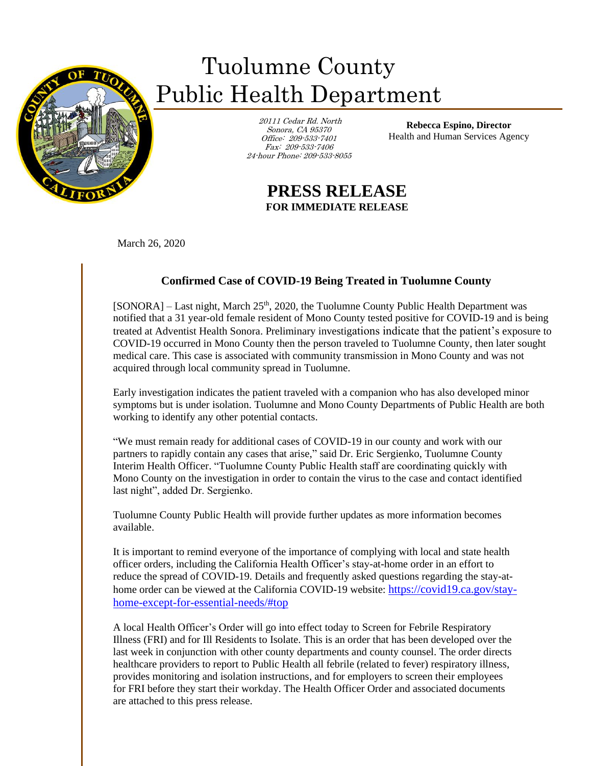# Tuolumne County Public Health Department

20111 Cedar Rd. North
Sonora, CA 95370
Office: 209-533-7401
Fax: 209-533-7406
24-hour Phone: 209-533-8055

**Rebecca Espino, Director**
Health and Human Services Agency

## PRESS RELEASE

**FOR IMMEDIATE RELEASE**

March 26, 2020

### Confirmed Case of COVID-19 Being Treated in Tuolumne County

[SONORA] – Last night, March 25th, 2020, the Tuolumne County Public Health Department was notified that a 31 year-old female resident of Mono County tested positive for COVID-19 and is being treated at Adventist Health Sonora. Preliminary investigations indicate that the patient's exposure to COVID-19 occurred in Mono County then the person traveled to Tuolumne County, then later sought medical care. This case is associated with community transmission in Mono County and was not acquired through local community spread in Tuolumne.

Early investigation indicates the patient traveled with a companion who has also developed minor symptoms but is under isolation. Tuolumne and Mono County Departments of Public Health are both working to identify any other potential contacts.

"We must remain ready for additional cases of COVID-19 in our county and work with our partners to rapidly contain any cases that arise," said Dr. Eric Sergienko, Tuolumne County Interim Health Officer. "Tuolumne County Public Health staff are coordinating quickly with Mono County on the investigation in order to contain the virus to the case and contact identified last night", added Dr. Sergienko.

Tuolumne County Public Health will provide further updates as more information becomes available.

It is important to remind everyone of the importance of complying with local and state health officer orders, including the California Health Officer's stay-at-home order in an effort to reduce the spread of COVID-19. Details and frequently asked questions regarding the stay-at-home order can be viewed at the California COVID-19 website: https://covid19.ca.gov/stay-home-except-for-essential-needs/#top

A local Health Officer's Order will go into effect today to Screen for Febrile Respiratory Illness (FRI) and for Ill Residents to Isolate. This is an order that has been developed over the last week in conjunction with other county departments and county counsel. The order directs healthcare providers to report to Public Health all febrile (related to fever) respiratory illness, provides monitoring and isolation instructions, and for employers to screen their employees for FRI before they start their workday. The Health Officer Order and associated documents are attached to this press release.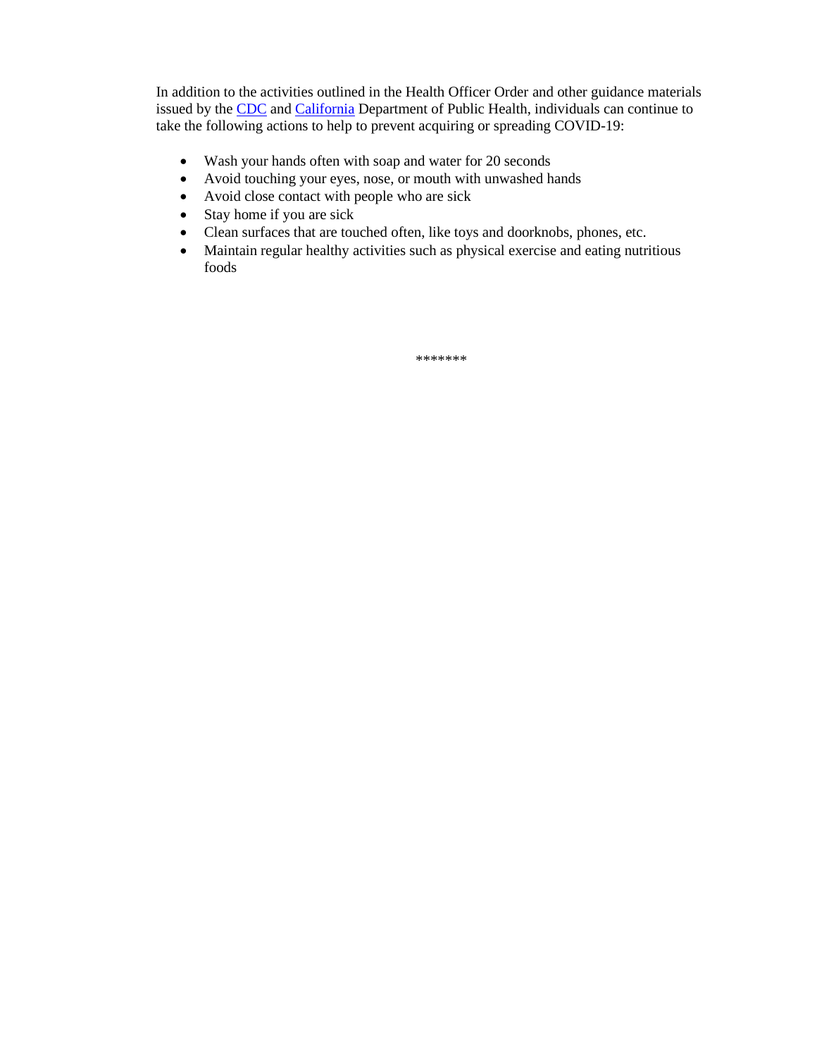In addition to the activities outlined in the Health Officer Order and other guidance materials issued by the CDC and California Department of Public Health, individuals can continue to take the following actions to help to prevent acquiring or spreading COVID-19:

- Wash your hands often with soap and water for 20 seconds
- Avoid touching your eyes, nose, or mouth with unwashed hands
- Avoid close contact with people who are sick
- Stay home if you are sick
- Clean surfaces that are touched often, like toys and doorknobs, phones, etc.
- Maintain regular healthy activities such as physical exercise and eating nutritious foods

*******